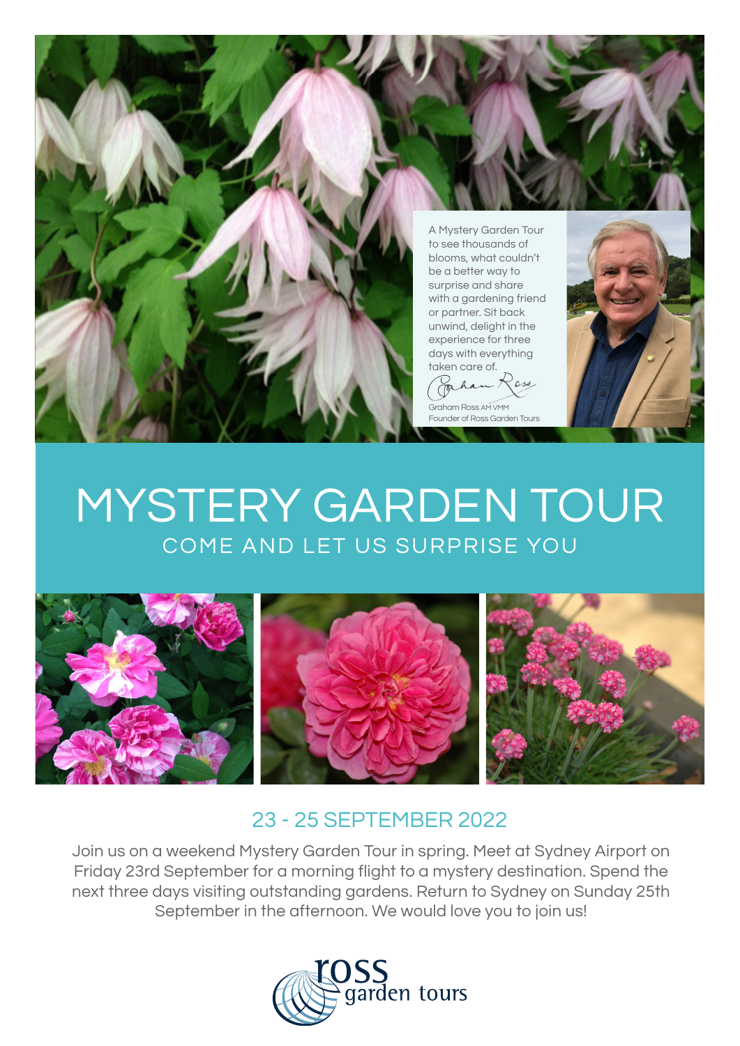A Mystery Garden Tour to see thousands of blooms, what couldn't be a better way to surprise and share with a gardening friend or partner. Sit back unwind, delight in the experience for three days with everything taken care of.

Graham Ross AM VMM
Founder of Ross Garden Tours

# MYSTERY GARDEN TOUR

## COME AND LET US SURPRISE YOU

### 23 - 25 SEPTEMBER 2022

Join us on a weekend Mystery Garden Tour in spring. Meet at Sydney Airport on Friday 23rd September for a morning flight to a mystery destination. Spend the next three days visiting outstanding gardens. Return to Sydney on Sunday 25th September in the afternoon. We would love you to join us!

ross garden tours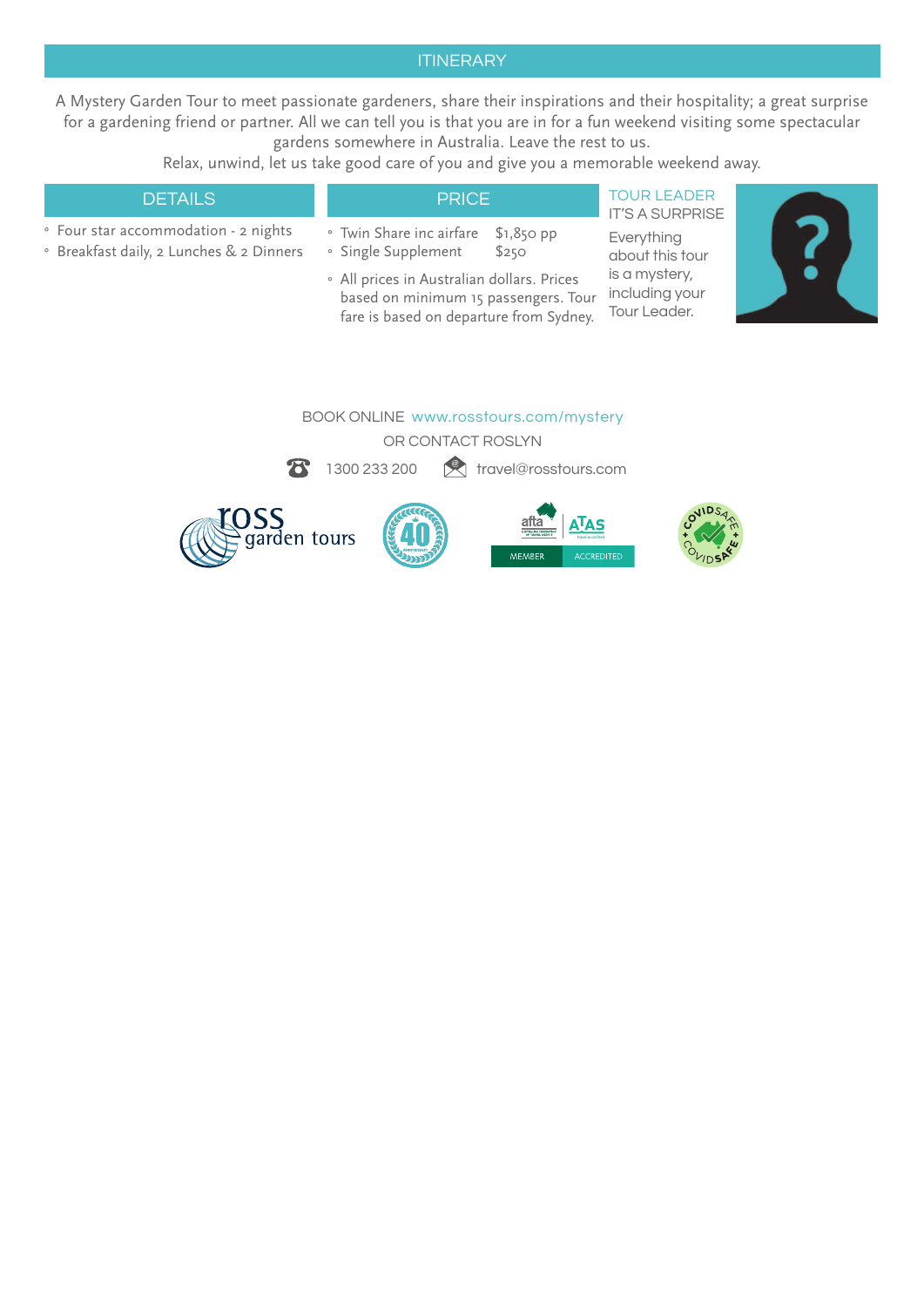## ITINERARY

A Mystery Garden Tour to meet passionate gardeners, share their inspirations and their hospitality; a great surprise for a gardening friend or partner. All we can tell you is that you are in for a fun weekend visiting some spectacular gardens somewhere in Australia. Leave the rest to us.

Relax, unwind, let us take good care of you and give you a memorable weekend away.

## DETAILS

- Four star accommodation - 2 nights
- Breakfast daily, 2 Lunches & 2 Dinners

## PRICE

- Twin Share inc airfare $1,850 pp
- Single Supplement $250
- All prices in Australian dollars. Prices based on minimum 15 passengers. Tour fare is based on departure from Sydney.

## TOUR LEADER

IT'S A SURPRISE

Everything about this tour is a mystery, including your Tour Leader.

BOOK ONLINE www.rosstours.com/mystery

OR CONTACT ROSLYN

1300 233 200 travel@rosstours.com